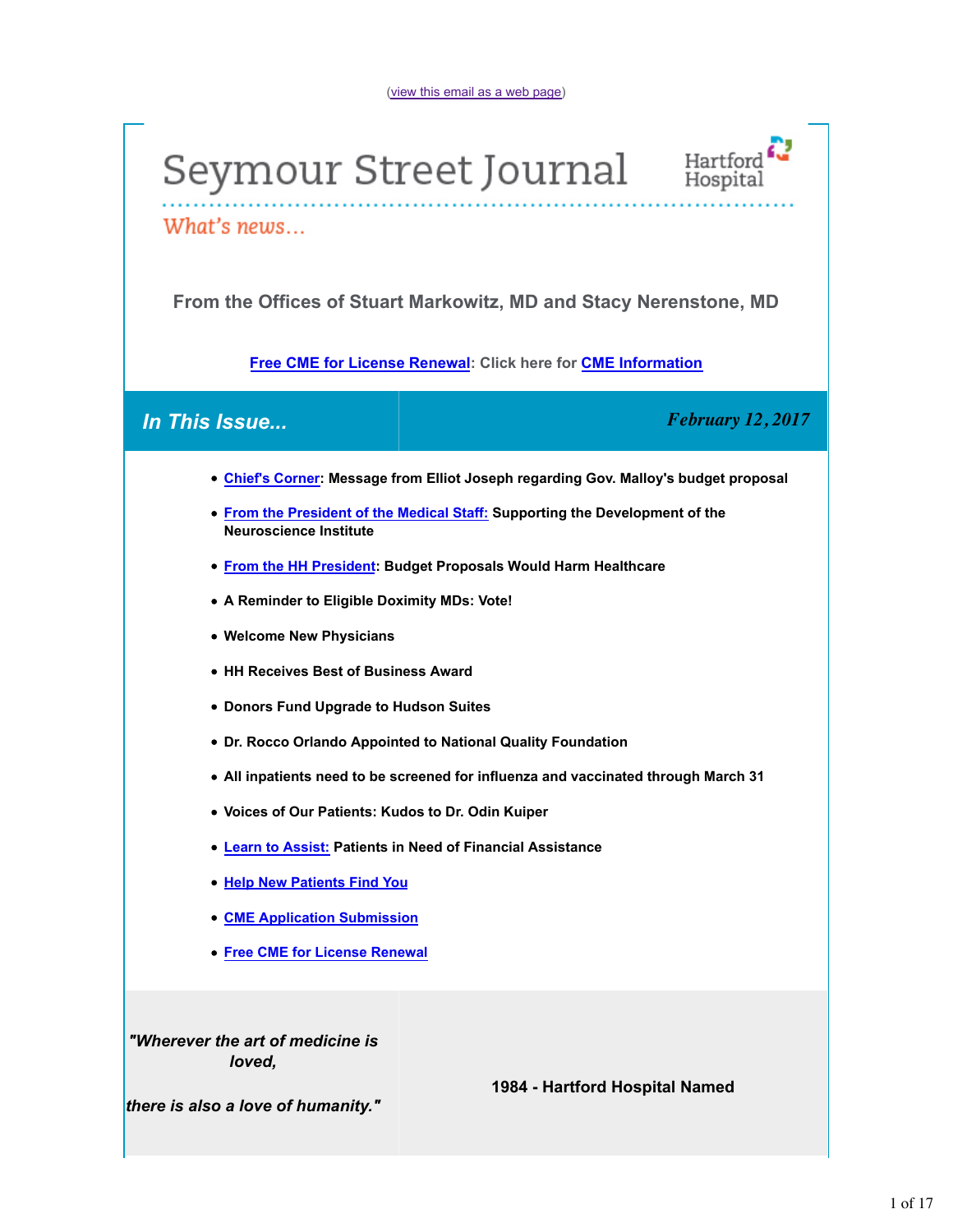(view this email as a web page)

# Seymour Street Journal

Hartford Hospital

What's news...

### From the Offices of Stuart Markowitz, MD and Stacy Nerenstone, MD

**Free CME for License Renewal: Click here for CME Information**

## *In This Issue...*

***February 12, 2017***

- **Chief's Corner: Message from Elliot Joseph regarding Gov. Malloy's budget proposal**
- **From the President of the Medical Staff: Supporting the Development of the Neuroscience Institute**
- **From the HH President: Budget Proposals Would Harm Healthcare**
- **A Reminder to Eligible Doximity MDs: Vote!**
- **Welcome New Physicians**
- **HH Receives Best of Business Award**
- **Donors Fund Upgrade to Hudson Suites**
- **Dr. Rocco Orlando Appointed to National Quality Foundation**
- **All inpatients need to be screened for influenza and vaccinated through March 31**
- **Voices of Our Patients: Kudos to Dr. Odin Kuiper**
- **Learn to Assist: Patients in Need of Financial Assistance**
- **Help New Patients Find You**
- **CME Application Submission**
- **Free CME for License Renewal**

***"Wherever the art of medicine is loved,***

***there is also a love of humanity."***

**1984 - Hartford Hospital Named**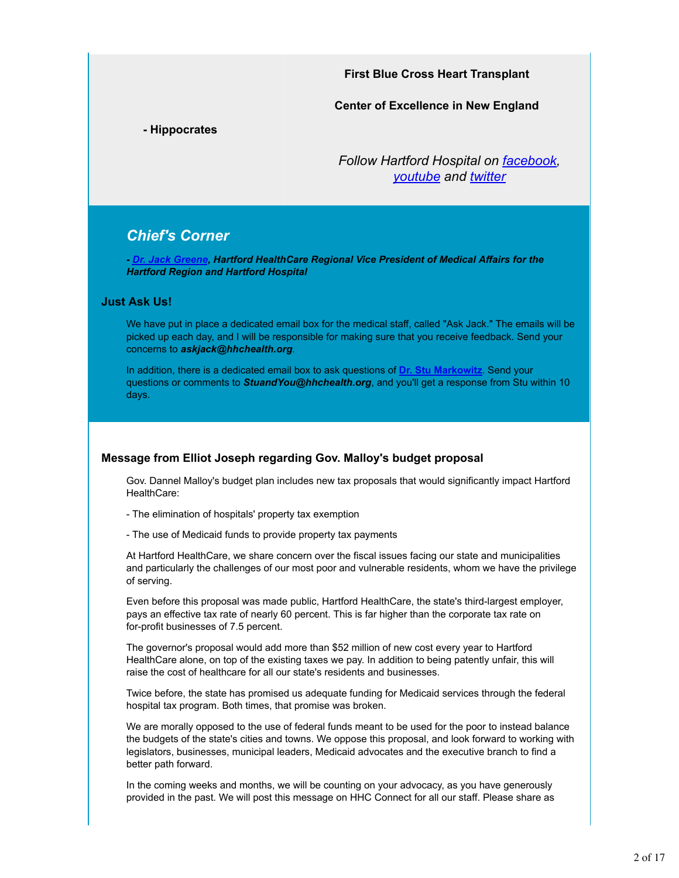**- Hippocrates**

**First Blue Cross Heart Transplant**

**Center of Excellence in New England**

*Follow Hartford Hospital on [facebook](), [youtube]() and [twitter]()*

## *Chief's Corner*

***- [Dr. Jack Greene](), Hartford HealthCare Regional Vice President of Medical Affairs for the Hartford Region and Hartford Hospital***

### Just Ask Us!

We have put in place a dedicated email box for the medical staff, called "Ask Jack." The emails will be picked up each day, and I will be responsible for making sure that you receive feedback. Send your concerns to ***askjack@hhchealth.org***.

In addition, there is a dedicated email box to ask questions of **[Dr. Stu Markowitz]()**. Send your questions or comments to ***StuandYou@hhchealth.org***, and you'll get a response from Stu within 10 days.

### Message from Elliot Joseph regarding Gov. Malloy's budget proposal

Gov. Dannel Malloy's budget plan includes new tax proposals that would significantly impact Hartford HealthCare:

- The elimination of hospitals' property tax exemption

- The use of Medicaid funds to provide property tax payments

At Hartford HealthCare, we share concern over the fiscal issues facing our state and municipalities and particularly the challenges of our most poor and vulnerable residents, whom we have the privilege of serving.

Even before this proposal was made public, Hartford HealthCare, the state's third-largest employer, pays an effective tax rate of nearly 60 percent. This is far higher than the corporate tax rate on for-profit businesses of 7.5 percent.

The governor's proposal would add more than $52 million of new cost every year to Hartford HealthCare alone, on top of the existing taxes we pay. In addition to being patently unfair, this will raise the cost of healthcare for all our state's residents and businesses.

Twice before, the state has promised us adequate funding for Medicaid services through the federal hospital tax program. Both times, that promise was broken.

We are morally opposed to the use of federal funds meant to be used for the poor to instead balance the budgets of the state's cities and towns. We oppose this proposal, and look forward to working with legislators, businesses, municipal leaders, Medicaid advocates and the executive branch to find a better path forward.

In the coming weeks and months, we will be counting on your advocacy, as you have generously provided in the past. We will post this message on HHC Connect for all our staff. Please share as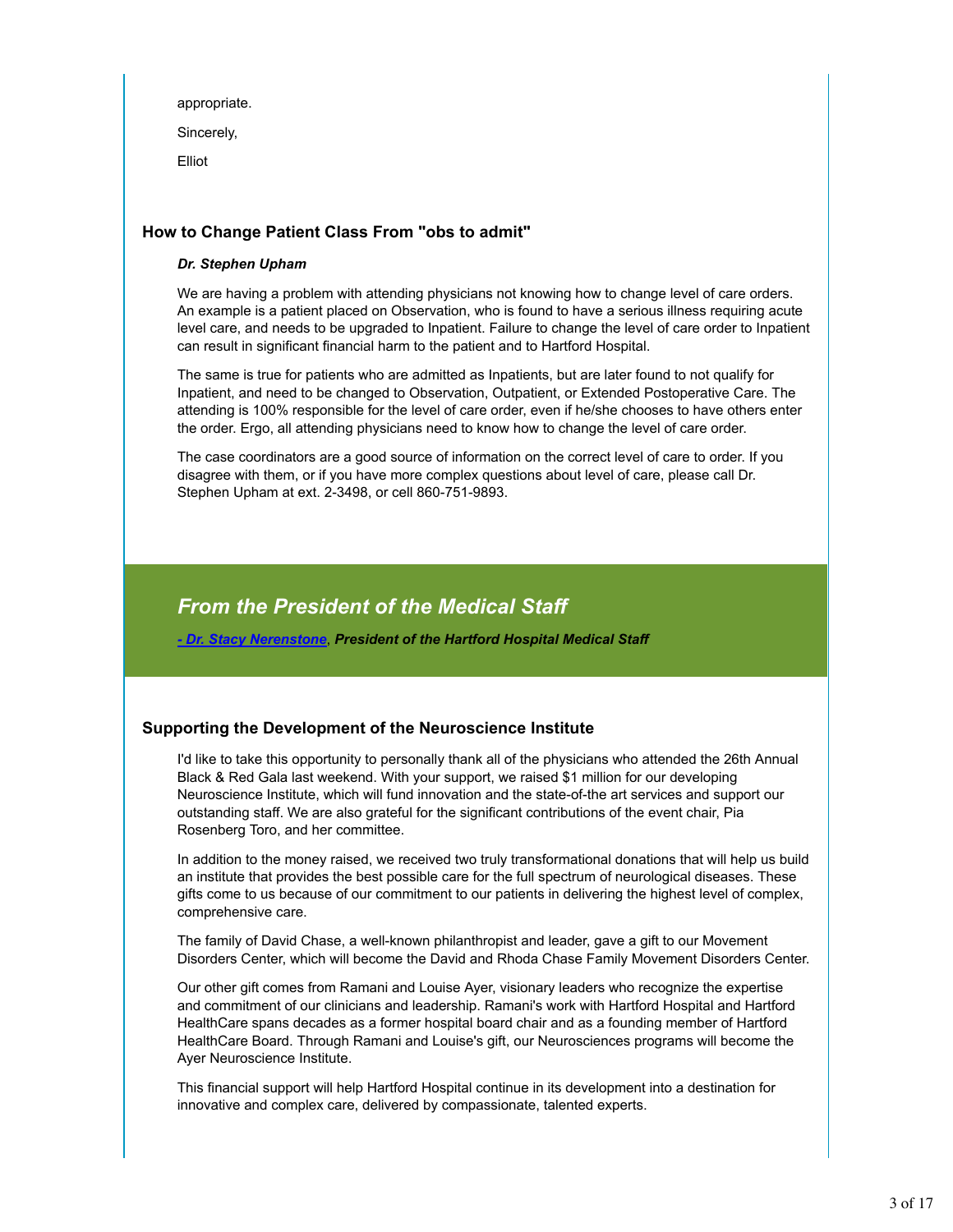appropriate.

Sincerely,

Elliot

### How to Change Patient Class From "obs to admit"

***Dr. Stephen Upham***

We are having a problem with attending physicians not knowing how to change level of care orders. An example is a patient placed on Observation, who is found to have a serious illness requiring acute level care, and needs to be upgraded to Inpatient. Failure to change the level of care order to Inpatient can result in significant financial harm to the patient and to Hartford Hospital.

The same is true for patients who are admitted as Inpatients, but are later found to not qualify for Inpatient, and need to be changed to Observation, Outpatient, or Extended Postoperative Care. The attending is 100% responsible for the level of care order, even if he/she chooses to have others enter the order. Ergo, all attending physicians need to know how to change the level of care order.

The case coordinators are a good source of information on the correct level of care to order. If you disagree with them, or if you have more complex questions about level of care, please call Dr. Stephen Upham at ext. 2-3498, or cell 860-751-9893.

## *From the President of the Medical Staff*

***- Dr. Stacy Nerenstone, President of the Hartford Hospital Medical Staff***

### Supporting the Development of the Neuroscience Institute

I'd like to take this opportunity to personally thank all of the physicians who attended the 26th Annual Black & Red Gala last weekend. With your support, we raised $1 million for our developing Neuroscience Institute, which will fund innovation and the state-of-the art services and support our outstanding staff. We are also grateful for the significant contributions of the event chair, Pia Rosenberg Toro, and her committee.

In addition to the money raised, we received two truly transformational donations that will help us build an institute that provides the best possible care for the full spectrum of neurological diseases. These gifts come to us because of our commitment to our patients in delivering the highest level of complex, comprehensive care.

The family of David Chase, a well-known philanthropist and leader, gave a gift to our Movement Disorders Center, which will become the David and Rhoda Chase Family Movement Disorders Center.

Our other gift comes from Ramani and Louise Ayer, visionary leaders who recognize the expertise and commitment of our clinicians and leadership. Ramani's work with Hartford Hospital and Hartford HealthCare spans decades as a former hospital board chair and as a founding member of Hartford HealthCare Board. Through Ramani and Louise's gift, our Neurosciences programs will become the Ayer Neuroscience Institute.

This financial support will help Hartford Hospital continue in its development into a destination for innovative and complex care, delivered by compassionate, talented experts.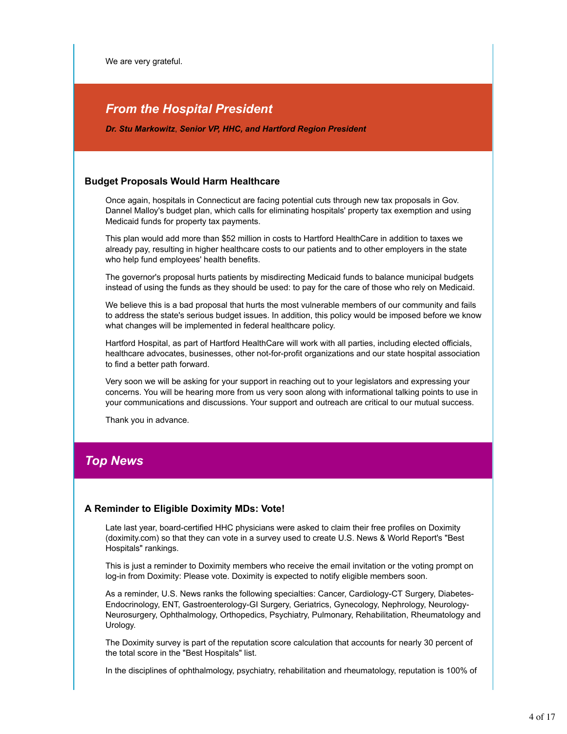We are very grateful.

## *From the Hospital President*

***Dr. Stu Markowitz*, *Senior VP, HHC, and Hartford Region President***

### Budget Proposals Would Harm Healthcare

Once again, hospitals in Connecticut are facing potential cuts through new tax proposals in Gov. Dannel Malloy's budget plan, which calls for eliminating hospitals' property tax exemption and using Medicaid funds for property tax payments.

This plan would add more than $52 million in costs to Hartford HealthCare in addition to taxes we already pay, resulting in higher healthcare costs to our patients and to other employers in the state who help fund employees' health benefits.

The governor's proposal hurts patients by misdirecting Medicaid funds to balance municipal budgets instead of using the funds as they should be used: to pay for the care of those who rely on Medicaid.

We believe this is a bad proposal that hurts the most vulnerable members of our community and fails to address the state's serious budget issues. In addition, this policy would be imposed before we know what changes will be implemented in federal healthcare policy.

Hartford Hospital, as part of Hartford HealthCare will work with all parties, including elected officials, healthcare advocates, businesses, other not-for-profit organizations and our state hospital association to find a better path forward.

Very soon we will be asking for your support in reaching out to your legislators and expressing your concerns. You will be hearing more from us very soon along with informational talking points to use in your communications and discussions. Your support and outreach are critical to our mutual success.

Thank you in advance.

## *Top News*

### A Reminder to Eligible Doximity MDs: Vote!

Late last year, board-certified HHC physicians were asked to claim their free profiles on Doximity (doximity.com) so that they can vote in a survey used to create U.S. News & World Report's "Best Hospitals" rankings.

This is just a reminder to Doximity members who receive the email invitation or the voting prompt on log-in from Doximity: Please vote. Doximity is expected to notify eligible members soon.

As a reminder, U.S. News ranks the following specialties: Cancer, Cardiology-CT Surgery, Diabetes-Endocrinology, ENT, Gastroenterology-GI Surgery, Geriatrics, Gynecology, Nephrology, Neurology-Neurosurgery, Ophthalmology, Orthopedics, Psychiatry, Pulmonary, Rehabilitation, Rheumatology and Urology.

The Doximity survey is part of the reputation score calculation that accounts for nearly 30 percent of the total score in the "Best Hospitals" list.

In the disciplines of ophthalmology, psychiatry, rehabilitation and rheumatology, reputation is 100% of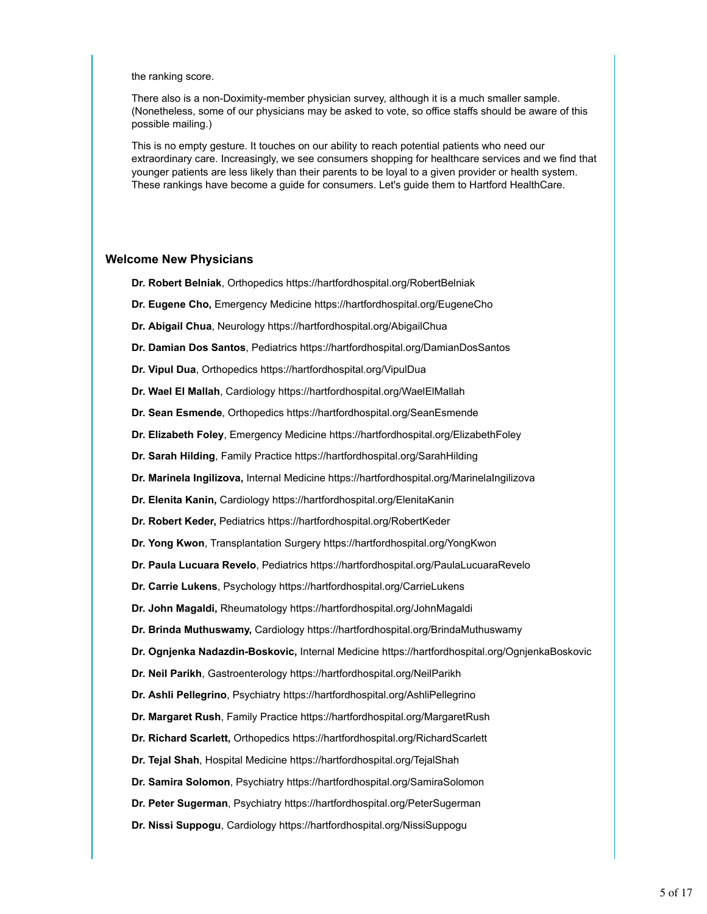the ranking score.

There also is a non-Doximity-member physician survey, although it is a much smaller sample. (Nonetheless, some of our physicians may be asked to vote, so office staffs should be aware of this possible mailing.)

This is no empty gesture. It touches on our ability to reach potential patients who need our extraordinary care. Increasingly, we see consumers shopping for healthcare services and we find that younger patients are less likely than their parents to be loyal to a given provider or health system. These rankings have become a guide for consumers. Let's guide them to Hartford HealthCare.

### Welcome New Physicians

**Dr. Robert Belniak**, Orthopedics https://hartfordhospital.org/RobertBelniak

**Dr. Eugene Cho,** Emergency Medicine https://hartfordhospital.org/EugeneCho

**Dr. Abigail Chua**, Neurology https://hartfordhospital.org/AbigailChua

**Dr. Damian Dos Santos**, Pediatrics https://hartfordhospital.org/DamianDosSantos

**Dr. Vipul Dua**, Orthopedics https://hartfordhospital.org/VipulDua

**Dr. Wael El Mallah**, Cardiology https://hartfordhospital.org/WaelElMallah

**Dr. Sean Esmende**, Orthopedics https://hartfordhospital.org/SeanEsmende

**Dr. Elizabeth Foley**, Emergency Medicine https://hartfordhospital.org/ElizabethFoley

**Dr. Sarah Hilding**, Family Practice https://hartfordhospital.org/SarahHilding

**Dr. Marinela Ingilizova,** Internal Medicine https://hartfordhospital.org/MarinelaIngilizova

**Dr. Elenita Kanin,** Cardiology https://hartfordhospital.org/ElenitaKanin

**Dr. Robert Keder,** Pediatrics https://hartfordhospital.org/RobertKeder

**Dr. Yong Kwon**, Transplantation Surgery https://hartfordhospital.org/YongKwon

**Dr. Paula Lucuara Revelo**, Pediatrics https://hartfordhospital.org/PaulaLucuaraRevelo

**Dr. Carrie Lukens**, Psychology https://hartfordhospital.org/CarrieLukens

**Dr. John Magaldi,** Rheumatology https://hartfordhospital.org/JohnMagaldi

**Dr. Brinda Muthuswamy,** Cardiology https://hartfordhospital.org/BrindaMuthuswamy

**Dr. Ognjenka Nadazdin-Boskovic,** Internal Medicine https://hartfordhospital.org/OgnjenkaBoskovic

**Dr. Neil Parikh**, Gastroenterology https://hartfordhospital.org/NeilParikh

**Dr. Ashli Pellegrino**, Psychiatry https://hartfordhospital.org/AshliPellegrino

**Dr. Margaret Rush**, Family Practice https://hartfordhospital.org/MargaretRush

**Dr. Richard Scarlett,** Orthopedics https://hartfordhospital.org/RichardScarlett

**Dr. Tejal Shah**, Hospital Medicine https://hartfordhospital.org/TejalShah

**Dr. Samira Solomon**, Psychiatry https://hartfordhospital.org/SamiraSolomon

**Dr. Peter Sugerman**, Psychiatry https://hartfordhospital.org/PeterSugerman

**Dr. Nissi Suppogu**, Cardiology https://hartfordhospital.org/NissiSuppogu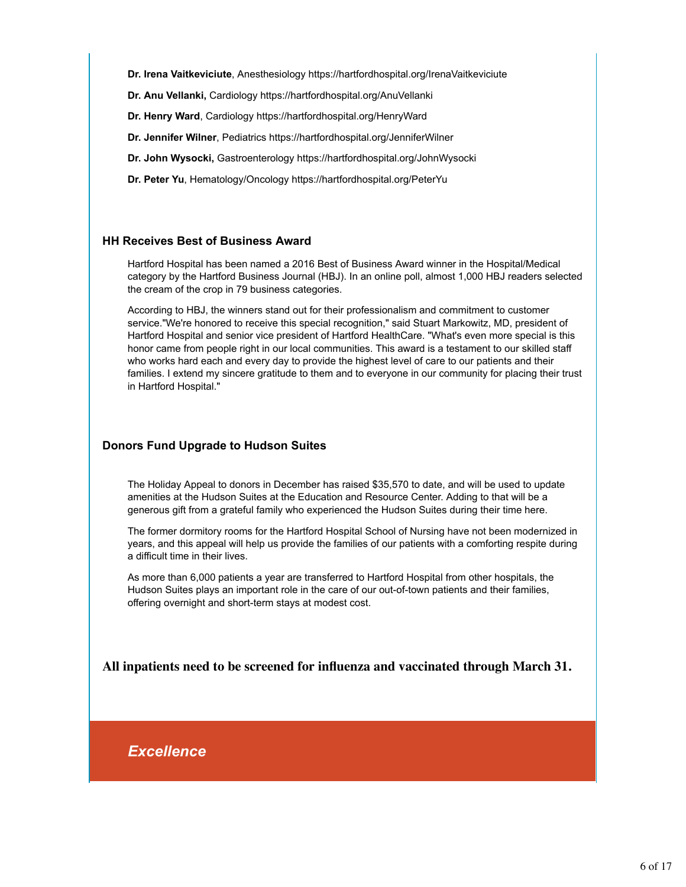**Dr. Irena Vaitkeviciute**, Anesthesiology https://hartfordhospital.org/IrenaVaitkeviciute

**Dr. Anu Vellanki,** Cardiology https://hartfordhospital.org/AnuVellanki

**Dr. Henry Ward**, Cardiology https://hartfordhospital.org/HenryWard

**Dr. Jennifer Wilner**, Pediatrics https://hartfordhospital.org/JenniferWilner

**Dr. John Wysocki,** Gastroenterology https://hartfordhospital.org/JohnWysocki

**Dr. Peter Yu**, Hematology/Oncology https://hartfordhospital.org/PeterYu

### HH Receives Best of Business Award

Hartford Hospital has been named a 2016 Best of Business Award winner in the Hospital/Medical category by the Hartford Business Journal (HBJ). In an online poll, almost 1,000 HBJ readers selected the cream of the crop in 79 business categories.

According to HBJ, the winners stand out for their professionalism and commitment to customer service."We're honored to receive this special recognition," said Stuart Markowitz, MD, president of Hartford Hospital and senior vice president of Hartford HealthCare. "What's even more special is this honor came from people right in our local communities. This award is a testament to our skilled staff who works hard each and every day to provide the highest level of care to our patients and their families. I extend my sincere gratitude to them and to everyone in our community for placing their trust in Hartford Hospital."

### Donors Fund Upgrade to Hudson Suites

The Holiday Appeal to donors in December has raised $35,570 to date, and will be used to update amenities at the Hudson Suites at the Education and Resource Center. Adding to that will be a generous gift from a grateful family who experienced the Hudson Suites during their time here.

The former dormitory rooms for the Hartford Hospital School of Nursing have not been modernized in years, and this appeal will help us provide the families of our patients with a comforting respite during a difficult time in their lives.

As more than 6,000 patients a year are transferred to Hartford Hospital from other hospitals, the Hudson Suites plays an important role in the care of our out-of-town patients and their families, offering overnight and short-term stays at modest cost.

**All inpatients need to be screened for influenza and vaccinated through March 31.**

## *Excellence*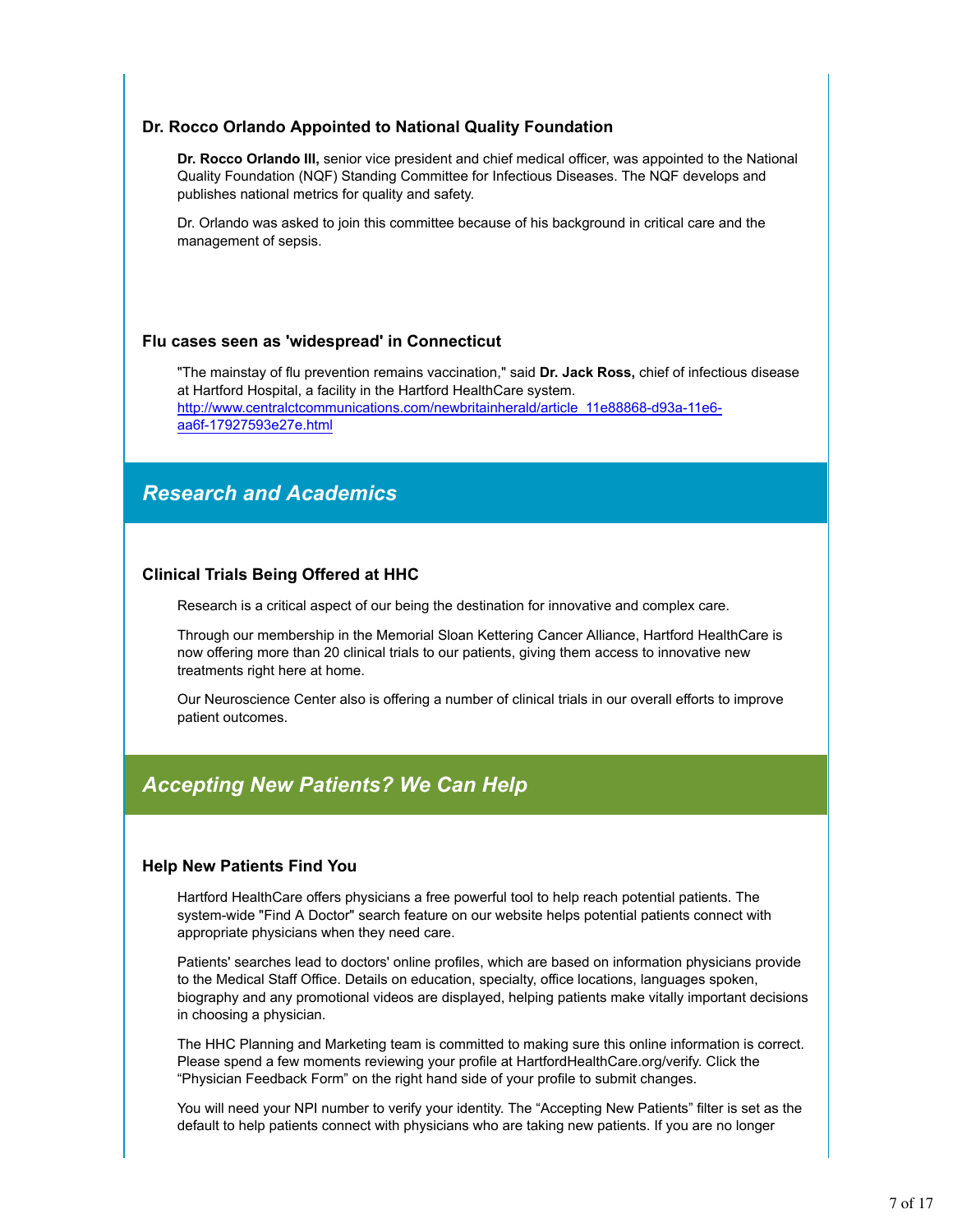### Dr. Rocco Orlando Appointed to National Quality Foundation

**Dr. Rocco Orlando III,** senior vice president and chief medical officer, was appointed to the National Quality Foundation (NQF) Standing Committee for Infectious Diseases. The NQF develops and publishes national metrics for quality and safety.

Dr. Orlando was asked to join this committee because of his background in critical care and the management of sepsis.

### Flu cases seen as 'widespread' in Connecticut

"The mainstay of flu prevention remains vaccination," said **Dr. Jack Ross,** chief of infectious disease at Hartford Hospital, a facility in the Hartford HealthCare system.
[http://www.centralctcommunications.com/newbritainherald/article_11e88868-d93a-11e6-aa6f-17927593e27e.html](http://www.centralctcommunications.com/newbritainherald/article_11e88868-d93a-11e6-aa6f-17927593e27e.html)

## *Research and Academics*

### Clinical Trials Being Offered at HHC

Research is a critical aspect of our being the destination for innovative and complex care.

Through our membership in the Memorial Sloan Kettering Cancer Alliance, Hartford HealthCare is now offering more than 20 clinical trials to our patients, giving them access to innovative new treatments right here at home.

Our Neuroscience Center also is offering a number of clinical trials in our overall efforts to improve patient outcomes.

## *Accepting New Patients? We Can Help*

### Help New Patients Find You

Hartford HealthCare offers physicians a free powerful tool to help reach potential patients. The system-wide "Find A Doctor" search feature on our website helps potential patients connect with appropriate physicians when they need care.

Patients' searches lead to doctors' online profiles, which are based on information physicians provide to the Medical Staff Office. Details on education, specialty, office locations, languages spoken, biography and any promotional videos are displayed, helping patients make vitally important decisions in choosing a physician.

The HHC Planning and Marketing team is committed to making sure this online information is correct. Please spend a few moments reviewing your profile at HartfordHealthCare.org/verify. Click the "Physician Feedback Form" on the right hand side of your profile to submit changes.

You will need your NPI number to verify your identity. The "Accepting New Patients" filter is set as the default to help patients connect with physicians who are taking new patients. If you are no longer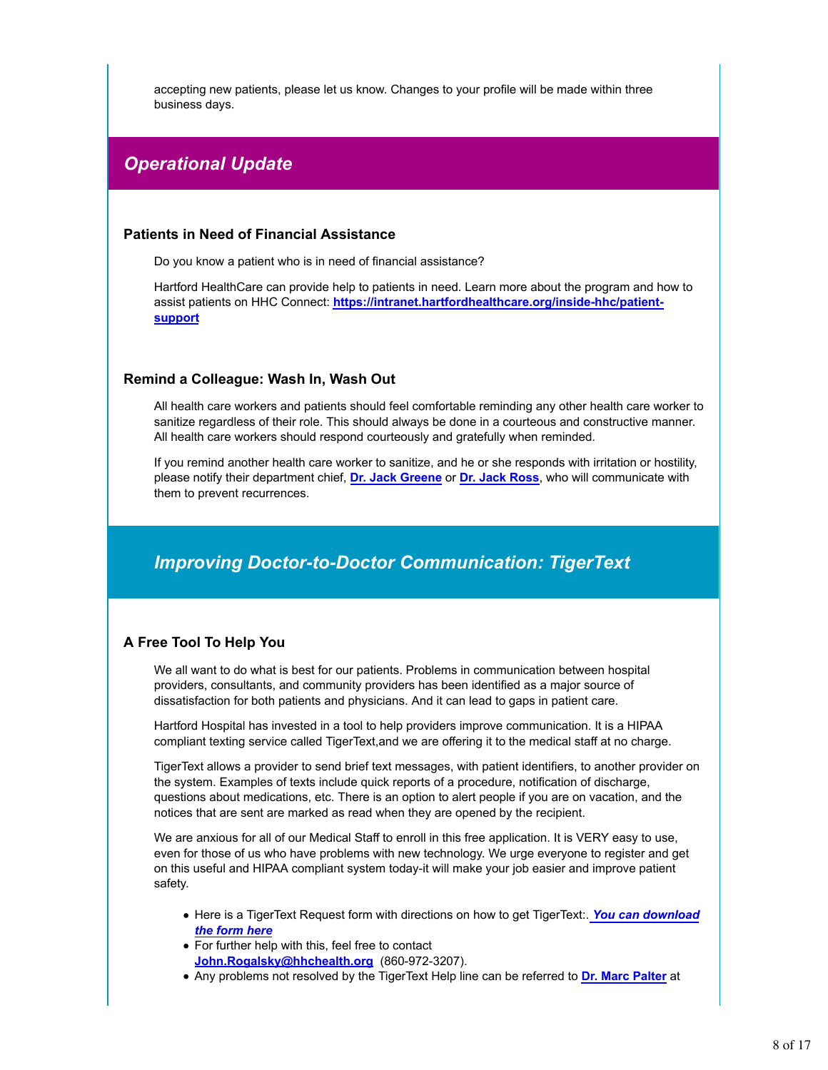accepting new patients, please let us know. Changes to your profile will be made within three business days.

## *Operational Update*

### Patients in Need of Financial Assistance

Do you know a patient who is in need of financial assistance?

Hartford HealthCare can provide help to patients in need. Learn more about the program and how to assist patients on HHC Connect: **https://intranet.hartfordhealthcare.org/inside-hhc/patient-support**

### Remind a Colleague: Wash In, Wash Out

All health care workers and patients should feel comfortable reminding any other health care worker to sanitize regardless of their role. This should always be done in a courteous and constructive manner. All health care workers should respond courteously and gratefully when reminded.

If you remind another health care worker to sanitize, and he or she responds with irritation or hostility, please notify their department chief, **Dr. Jack Greene** or **Dr. Jack Ross**, who will communicate with them to prevent recurrences.

## *Improving Doctor-to-Doctor Communication: TigerText*

### A Free Tool To Help You

We all want to do what is best for our patients. Problems in communication between hospital providers, consultants, and community providers has been identified as a major source of dissatisfaction for both patients and physicians. And it can lead to gaps in patient care.

Hartford Hospital has invested in a tool to help providers improve communication. It is a HIPAA compliant texting service called TigerText,and we are offering it to the medical staff at no charge.

TigerText allows a provider to send brief text messages, with patient identifiers, to another provider on the system. Examples of texts include quick reports of a procedure, notification of discharge, questions about medications, etc. There is an option to alert people if you are on vacation, and the notices that are sent are marked as read when they are opened by the recipient.

We are anxious for all of our Medical Staff to enroll in this free application. It is VERY easy to use, even for those of us who have problems with new technology. We urge everyone to register and get on this useful and HIPAA compliant system today-it will make your job easier and improve patient safety.

- Here is a TigerText Request form with directions on how to get TigerText:. ***You can download the form here***
- For further help with this, feel free to contact **John.Rogalsky@hhchealth.org** (860-972-3207).
- Any problems not resolved by the TigerText Help line can be referred to **Dr. Marc Palter** at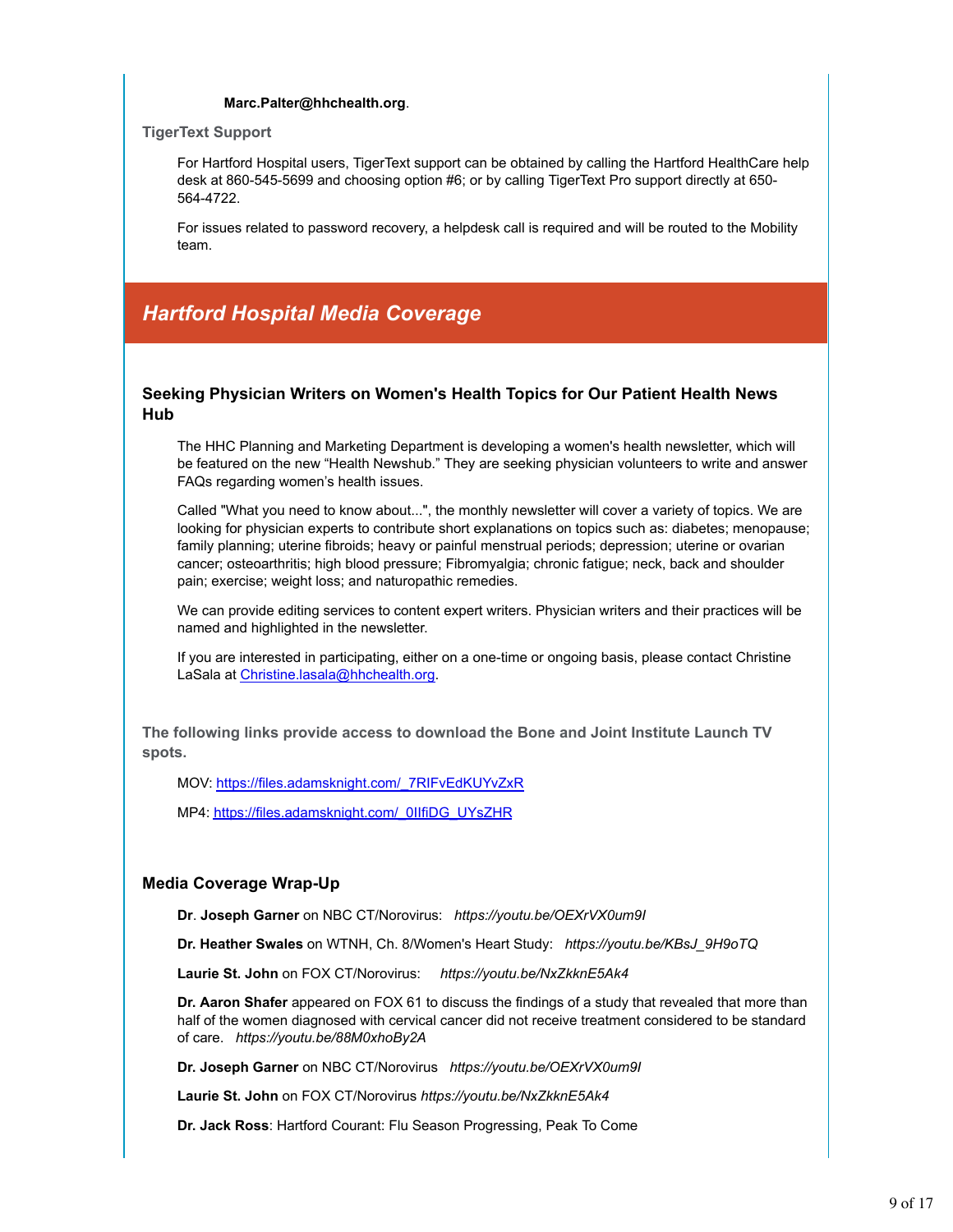**Marc.Palter@hhchealth.org**.

**TigerText Support**

For Hartford Hospital users, TigerText support can be obtained by calling the Hartford HealthCare help desk at 860-545-5699 and choosing option #6; or by calling TigerText Pro support directly at 650-564-4722.

For issues related to password recovery, a helpdesk call is required and will be routed to the Mobility team.

## *Hartford Hospital Media Coverage*

### Seeking Physician Writers on Women's Health Topics for Our Patient Health News Hub

The HHC Planning and Marketing Department is developing a women's health newsletter, which will be featured on the new "Health Newshub." They are seeking physician volunteers to write and answer FAQs regarding women's health issues.

Called "What you need to know about...", the monthly newsletter will cover a variety of topics. We are looking for physician experts to contribute short explanations on topics such as: diabetes; menopause; family planning; uterine fibroids; heavy or painful menstrual periods; depression; uterine or ovarian cancer; osteoarthritis; high blood pressure; Fibromyalgia; chronic fatigue; neck, back and shoulder pain; exercise; weight loss; and naturopathic remedies.

We can provide editing services to content expert writers. Physician writers and their practices will be named and highlighted in the newsletter.

If you are interested in participating, either on a one-time or ongoing basis, please contact Christine LaSala at Christine.lasala@hhchealth.org.

**The following links provide access to download the Bone and Joint Institute Launch TV spots.**

MOV: https://files.adamsknight.com/_7RIFvEdKUYvZxR

MP4: https://files.adamsknight.com/_0IIfiDG_UYsZHR

### Media Coverage Wrap-Up

**Dr**. **Joseph Garner** on NBC CT/Norovirus: *https://youtu.be/OEXrVX0um9I*

**Dr. Heather Swales** on WTNH, Ch. 8/Women's Heart Study: *https://youtu.be/KBsJ_9H9oTQ*

**Laurie St. John** on FOX CT/Norovirus: *https://youtu.be/NxZkknE5Ak4*

**Dr. Aaron Shafer** appeared on FOX 61 to discuss the findings of a study that revealed that more than half of the women diagnosed with cervical cancer did not receive treatment considered to be standard of care. *https://youtu.be/88M0xhoBy2A*

**Dr. Joseph Garner** on NBC CT/Norovirus *https://youtu.be/OEXrVX0um9I*

**Laurie St. John** on FOX CT/Norovirus *https://youtu.be/NxZkknE5Ak4*

**Dr. Jack Ross**: Hartford Courant: Flu Season Progressing, Peak To Come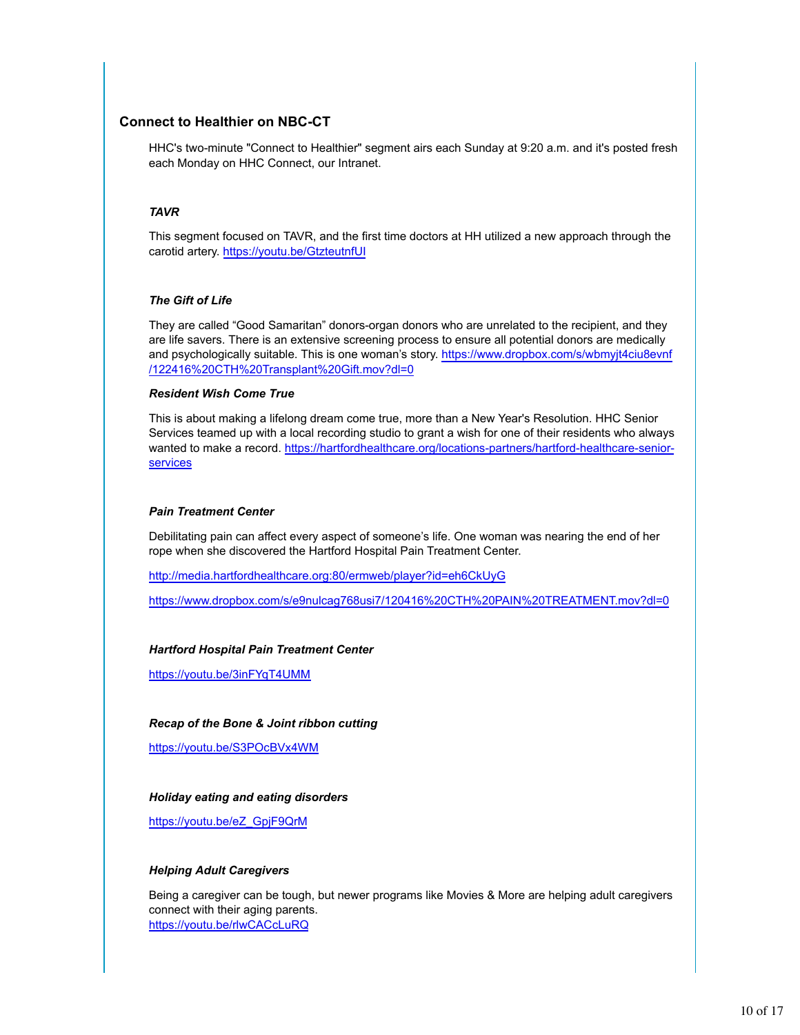## Connect to Healthier on NBC-CT

HHC's two-minute "Connect to Healthier" segment airs each Sunday at 9:20 a.m. and it's posted fresh each Monday on HHC Connect, our Intranet.

### *TAVR*

This segment focused on TAVR, and the first time doctors at HH utilized a new approach through the carotid artery. https://youtu.be/GtzteutnfUI

### *The Gift of Life*

They are called “Good Samaritan” donors-organ donors who are unrelated to the recipient, and they are life savers. There is an extensive screening process to ensure all potential donors are medically and psychologically suitable. This is one woman’s story. https://www.dropbox.com/s/wbmyjt4ciu8evnf/122416%20CTH%20Transplant%20Gift.mov?dl=0

### *Resident Wish Come True*

This is about making a lifelong dream come true, more than a New Year's Resolution. HHC Senior Services teamed up with a local recording studio to grant a wish for one of their residents who always wanted to make a record. https://hartfordhealthcare.org/locations-partners/hartford-healthcare-senior-services

### *Pain Treatment Center*

Debilitating pain can affect every aspect of someone’s life. One woman was nearing the end of her rope when she discovered the Hartford Hospital Pain Treatment Center.

http://media.hartfordhealthcare.org:80/ermweb/player?id=eh6CkUyG

https://www.dropbox.com/s/e9nulcag768usi7/120416%20CTH%20PAIN%20TREATMENT.mov?dl=0

### *Hartford Hospital Pain Treatment Center*

https://youtu.be/3inFYqT4UMM

### *Recap of the Bone & Joint ribbon cutting*

https://youtu.be/S3POcBVx4WM

### *Holiday eating and eating disorders*

https://youtu.be/eZ_GpjF9QrM

### *Helping Adult Caregivers*

Being a caregiver can be tough, but newer programs like Movies & More are helping adult caregivers connect with their aging parents.
https://youtu.be/rlwCACcLuRQ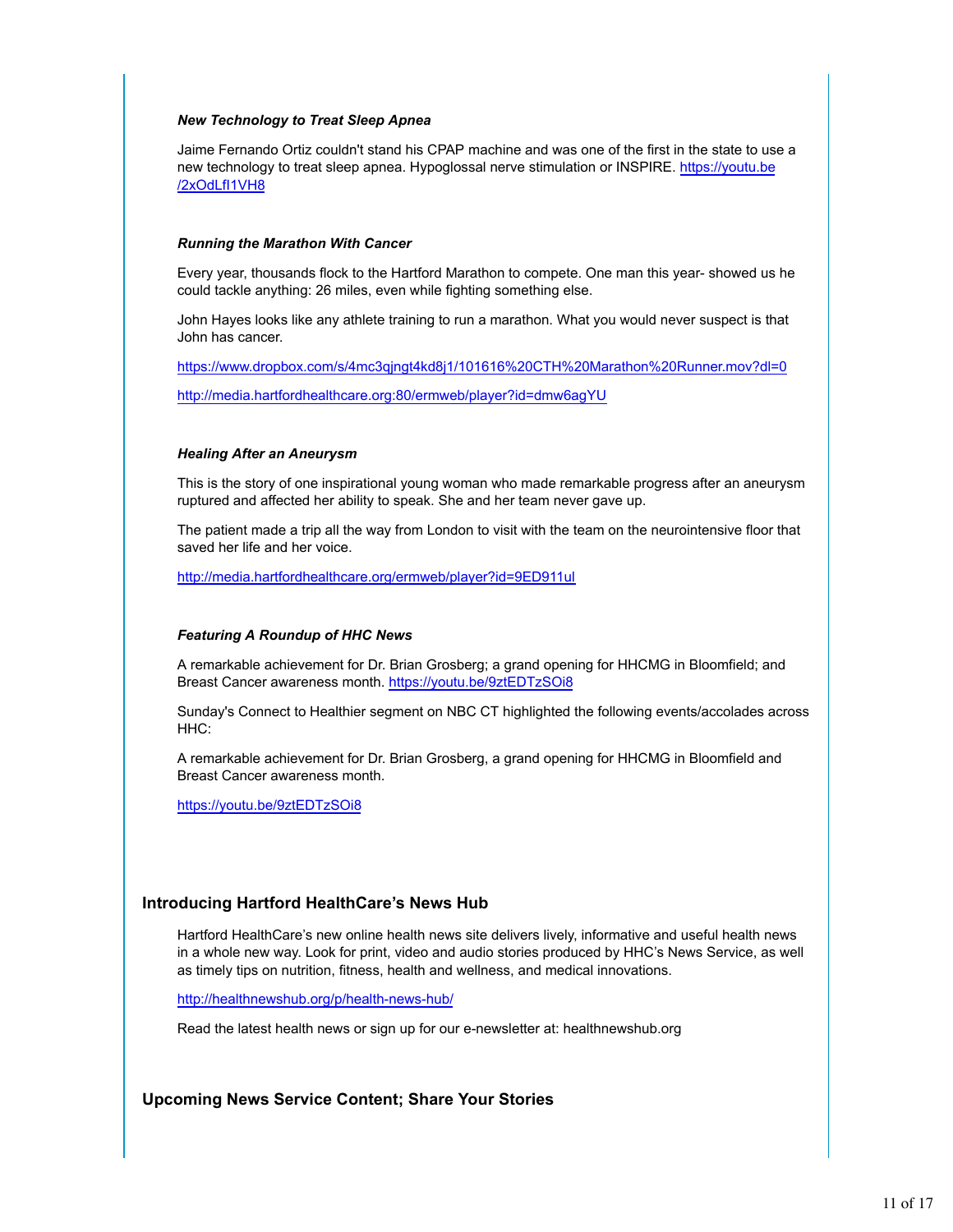***New Technology to Treat Sleep Apnea***

Jaime Fernando Ortiz couldn't stand his CPAP machine and was one of the first in the state to use a new technology to treat sleep apnea. Hypoglossal nerve stimulation or INSPIRE. https://youtu.be/2xOdLfI1VH8

***Running the Marathon With Cancer***

Every year, thousands flock to the Hartford Marathon to compete. One man this year- showed us he could tackle anything: 26 miles, even while fighting something else.

John Hayes looks like any athlete training to run a marathon. What you would never suspect is that John has cancer.

https://www.dropbox.com/s/4mc3qjngt4kd8j1/101616%20CTH%20Marathon%20Runner.mov?dl=0

http://media.hartfordhealthcare.org:80/ermweb/player?id=dmw6agYU

***Healing After an Aneurysm***

This is the story of one inspirational young woman who made remarkable progress after an aneurysm ruptured and affected her ability to speak. She and her team never gave up.

The patient made a trip all the way from London to visit with the team on the neurointensive floor that saved her life and her voice.

http://media.hartfordhealthcare.org/ermweb/player?id=9ED911ul

***Featuring A Roundup of HHC News***

A remarkable achievement for Dr. Brian Grosberg; a grand opening for HHCMG in Bloomfield; and Breast Cancer awareness month. https://youtu.be/9ztEDTzSOi8

Sunday's Connect to Healthier segment on NBC CT highlighted the following events/accolades across HHC:

A remarkable achievement for Dr. Brian Grosberg, a grand opening for HHCMG in Bloomfield and Breast Cancer awareness month.

https://youtu.be/9ztEDTzSOi8

## Introducing Hartford HealthCare's News Hub

Hartford HealthCare's new online health news site delivers lively, informative and useful health news in a whole new way. Look for print, video and audio stories produced by HHC's News Service, as well as timely tips on nutrition, fitness, health and wellness, and medical innovations.

http://healthnewshub.org/p/health-news-hub/

Read the latest health news or sign up for our e-newsletter at: healthnewshub.org

## Upcoming News Service Content; Share Your Stories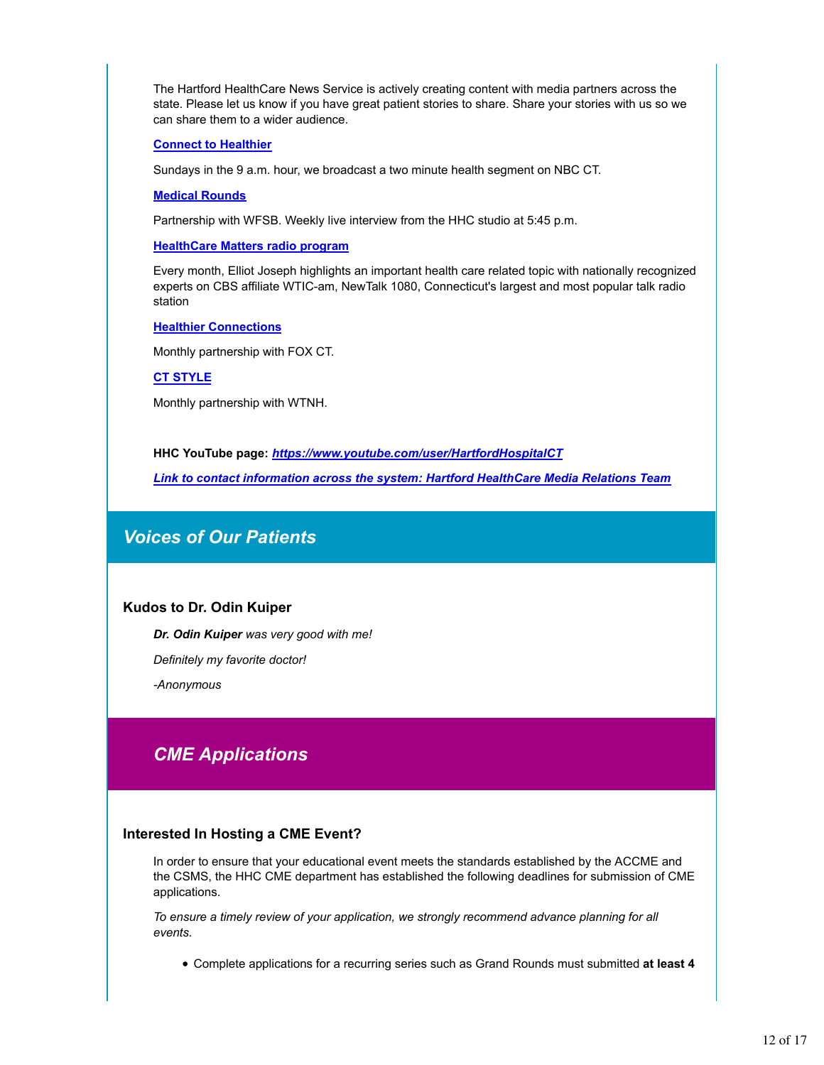The Hartford HealthCare News Service is actively creating content with media partners across the state. Please let us know if you have great patient stories to share. Share your stories with us so we can share them to a wider audience.

**Connect to Healthier**

Sundays in the 9 a.m. hour, we broadcast a two minute health segment on NBC CT.

**Medical Rounds**

Partnership with WFSB. Weekly live interview from the HHC studio at 5:45 p.m.

**HealthCare Matters radio program**

Every month, Elliot Joseph highlights an important health care related topic with nationally recognized experts on CBS affiliate WTIC-am, NewTalk 1080, Connecticut's largest and most popular talk radio station

**Healthier Connections**

Monthly partnership with FOX CT.

**CT STYLE**

Monthly partnership with WTNH.

**HHC YouTube page:** ***https://www.youtube.com/user/HartfordHospitalCT***

***Link to contact information across the system: Hartford HealthCare Media Relations Team***

## *Voices of Our Patients*

### Kudos to Dr. Odin Kuiper

***Dr. Odin Kuiper*** *was very good with me!*

*Definitely my favorite doctor!*

*-Anonymous*

## *CME Applications*

### Interested In Hosting a CME Event?

In order to ensure that your educational event meets the standards established by the ACCME and the CSMS, the HHC CME department has established the following deadlines for submission of CME applications.

*To ensure a timely review of your application, we strongly recommend advance planning for all events.*

- Complete applications for a recurring series such as Grand Rounds must submitted **at least 4**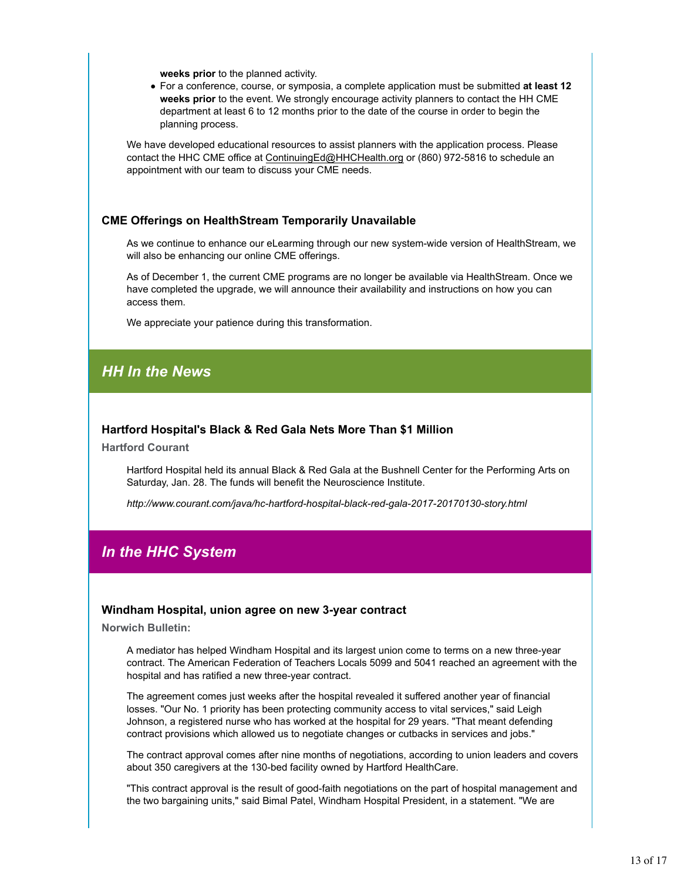**weeks prior** to the planned activity.

- For a conference, course, or symposia, a complete application must be submitted **at least 12 weeks prior** to the event. We strongly encourage activity planners to contact the HH CME department at least 6 to 12 months prior to the date of the course in order to begin the planning process.

We have developed educational resources to assist planners with the application process. Please contact the HHC CME office at ContinuingEd@HHCHealth.org or (860) 972-5816 to schedule an appointment with our team to discuss your CME needs.

### CME Offerings on HealthStream Temporarily Unavailable

As we continue to enhance our eLearning through our new system-wide version of HealthStream, we will also be enhancing our online CME offerings.

As of December 1, the current CME programs are no longer be available via HealthStream. Once we have completed the upgrade, we will announce their availability and instructions on how you can access them.

We appreciate your patience during this transformation.

## *HH In the News*

### Hartford Hospital's Black & Red Gala Nets More Than $1 Million

**Hartford Courant**

Hartford Hospital held its annual Black & Red Gala at the Bushnell Center for the Performing Arts on Saturday, Jan. 28. The funds will benefit the Neuroscience Institute.

*http://www.courant.com/java/hc-hartford-hospital-black-red-gala-2017-20170130-story.html*

## *In the HHC System*

### Windham Hospital, union agree on new 3-year contract

**Norwich Bulletin:**

A mediator has helped Windham Hospital and its largest union come to terms on a new three-year contract. The American Federation of Teachers Locals 5099 and 5041 reached an agreement with the hospital and has ratified a new three-year contract.

The agreement comes just weeks after the hospital revealed it suffered another year of financial losses. "Our No. 1 priority has been protecting community access to vital services," said Leigh Johnson, a registered nurse who has worked at the hospital for 29 years. "That meant defending contract provisions which allowed us to negotiate changes or cutbacks in services and jobs."

The contract approval comes after nine months of negotiations, according to union leaders and covers about 350 caregivers at the 130-bed facility owned by Hartford HealthCare.

"This contract approval is the result of good-faith negotiations on the part of hospital management and the two bargaining units," said Bimal Patel, Windham Hospital President, in a statement. "We are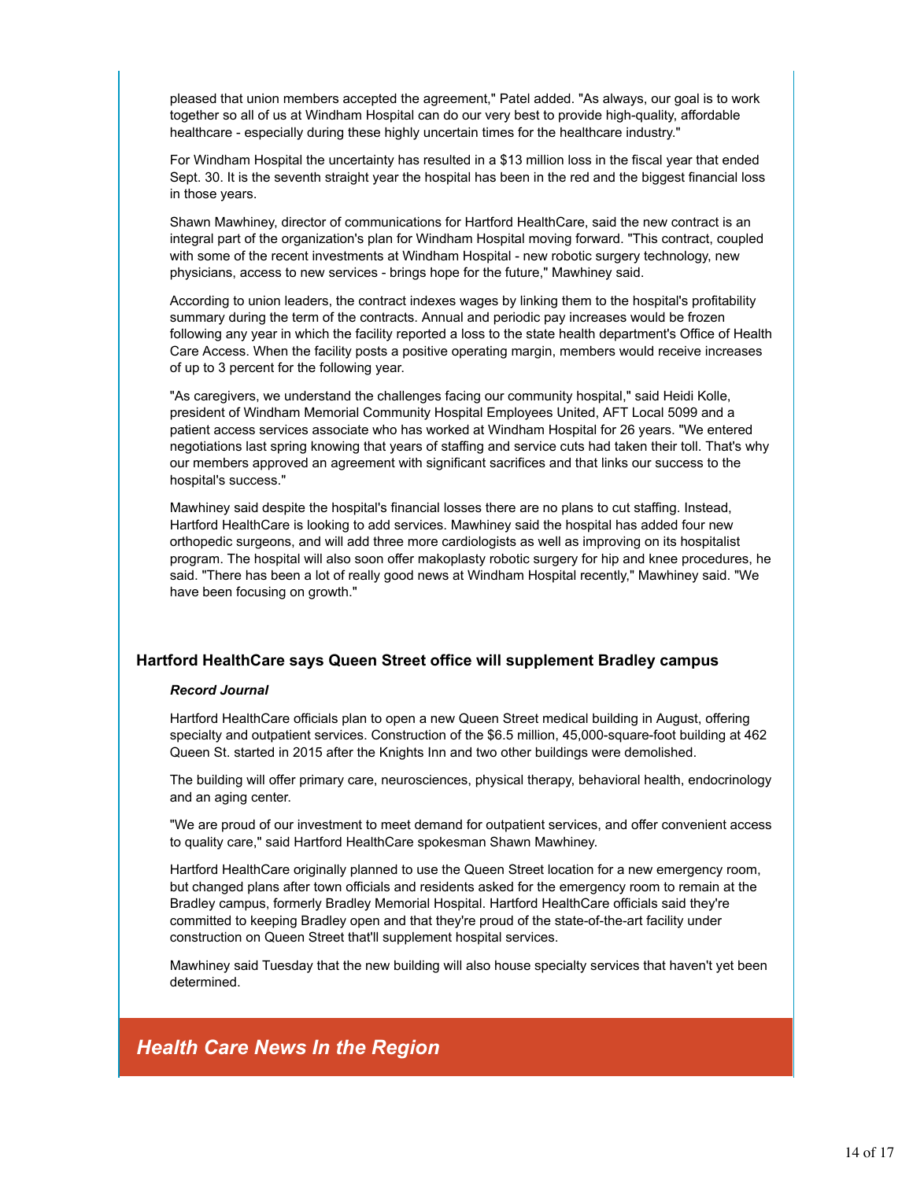pleased that union members accepted the agreement," Patel added. "As always, our goal is to work together so all of us at Windham Hospital can do our very best to provide high-quality, affordable healthcare - especially during these highly uncertain times for the healthcare industry."

For Windham Hospital the uncertainty has resulted in a $13 million loss in the fiscal year that ended Sept. 30. It is the seventh straight year the hospital has been in the red and the biggest financial loss in those years.

Shawn Mawhiney, director of communications for Hartford HealthCare, said the new contract is an integral part of the organization's plan for Windham Hospital moving forward. "This contract, coupled with some of the recent investments at Windham Hospital - new robotic surgery technology, new physicians, access to new services - brings hope for the future," Mawhiney said.

According to union leaders, the contract indexes wages by linking them to the hospital's profitability summary during the term of the contracts. Annual and periodic pay increases would be frozen following any year in which the facility reported a loss to the state health department's Office of Health Care Access. When the facility posts a positive operating margin, members would receive increases of up to 3 percent for the following year.

"As caregivers, we understand the challenges facing our community hospital," said Heidi Kolle, president of Windham Memorial Community Hospital Employees United, AFT Local 5099 and a patient access services associate who has worked at Windham Hospital for 26 years. "We entered negotiations last spring knowing that years of staffing and service cuts had taken their toll. That's why our members approved an agreement with significant sacrifices and that links our success to the hospital's success."

Mawhiney said despite the hospital's financial losses there are no plans to cut staffing. Instead, Hartford HealthCare is looking to add services. Mawhiney said the hospital has added four new orthopedic surgeons, and will add three more cardiologists as well as improving on its hospitalist program. The hospital will also soon offer makoplasty robotic surgery for hip and knee procedures, he said. "There has been a lot of really good news at Windham Hospital recently," Mawhiney said. "We have been focusing on growth."

### Hartford HealthCare says Queen Street office will supplement Bradley campus

***Record Journal***

Hartford HealthCare officials plan to open a new Queen Street medical building in August, offering specialty and outpatient services. Construction of the $6.5 million, 45,000-square-foot building at 462 Queen St. started in 2015 after the Knights Inn and two other buildings were demolished.

The building will offer primary care, neurosciences, physical therapy, behavioral health, endocrinology and an aging center.

"We are proud of our investment to meet demand for outpatient services, and offer convenient access to quality care," said Hartford HealthCare spokesman Shawn Mawhiney.

Hartford HealthCare originally planned to use the Queen Street location for a new emergency room, but changed plans after town officials and residents asked for the emergency room to remain at the Bradley campus, formerly Bradley Memorial Hospital. Hartford HealthCare officials said they're committed to keeping Bradley open and that they're proud of the state-of-the-art facility under construction on Queen Street that'll supplement hospital services.

Mawhiney said Tuesday that the new building will also house specialty services that haven't yet been determined.

## *Health Care News In the Region*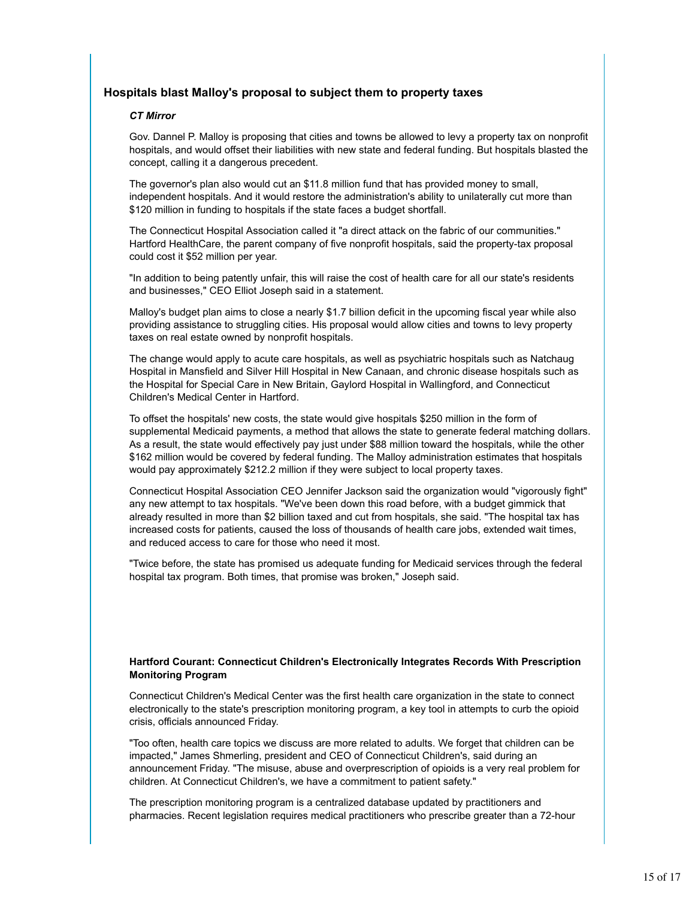## Hospitals blast Malloy's proposal to subject them to property taxes

***CT Mirror***

Gov. Dannel P. Malloy is proposing that cities and towns be allowed to levy a property tax on nonprofit hospitals, and would offset their liabilities with new state and federal funding. But hospitals blasted the concept, calling it a dangerous precedent.

The governor's plan also would cut an $11.8 million fund that has provided money to small, independent hospitals. And it would restore the administration's ability to unilaterally cut more than $120 million in funding to hospitals if the state faces a budget shortfall.

The Connecticut Hospital Association called it "a direct attack on the fabric of our communities." Hartford HealthCare, the parent company of five nonprofit hospitals, said the property-tax proposal could cost it $52 million per year.

"In addition to being patently unfair, this will raise the cost of health care for all our state's residents and businesses," CEO Elliot Joseph said in a statement.

Malloy's budget plan aims to close a nearly $1.7 billion deficit in the upcoming fiscal year while also providing assistance to struggling cities. His proposal would allow cities and towns to levy property taxes on real estate owned by nonprofit hospitals.

The change would apply to acute care hospitals, as well as psychiatric hospitals such as Natchaug Hospital in Mansfield and Silver Hill Hospital in New Canaan, and chronic disease hospitals such as the Hospital for Special Care in New Britain, Gaylord Hospital in Wallingford, and Connecticut Children's Medical Center in Hartford.

To offset the hospitals' new costs, the state would give hospitals $250 million in the form of supplemental Medicaid payments, a method that allows the state to generate federal matching dollars. As a result, the state would effectively pay just under $88 million toward the hospitals, while the other $162 million would be covered by federal funding. The Malloy administration estimates that hospitals would pay approximately $212.2 million if they were subject to local property taxes.

Connecticut Hospital Association CEO Jennifer Jackson said the organization would "vigorously fight" any new attempt to tax hospitals. "We've been down this road before, with a budget gimmick that already resulted in more than $2 billion taxed and cut from hospitals, she said. "The hospital tax has increased costs for patients, caused the loss of thousands of health care jobs, extended wait times, and reduced access to care for those who need it most.

"Twice before, the state has promised us adequate funding for Medicaid services through the federal hospital tax program. Both times, that promise was broken," Joseph said.

**Hartford Courant: Connecticut Children's Electronically Integrates Records With Prescription Monitoring Program**

Connecticut Children's Medical Center was the first health care organization in the state to connect electronically to the state's prescription monitoring program, a key tool in attempts to curb the opioid crisis, officials announced Friday.

"Too often, health care topics we discuss are more related to adults. We forget that children can be impacted," James Shmerling, president and CEO of Connecticut Children's, said during an announcement Friday. "The misuse, abuse and overprescription of opioids is a very real problem for children. At Connecticut Children's, we have a commitment to patient safety."

The prescription monitoring program is a centralized database updated by practitioners and pharmacies. Recent legislation requires medical practitioners who prescribe greater than a 72-hour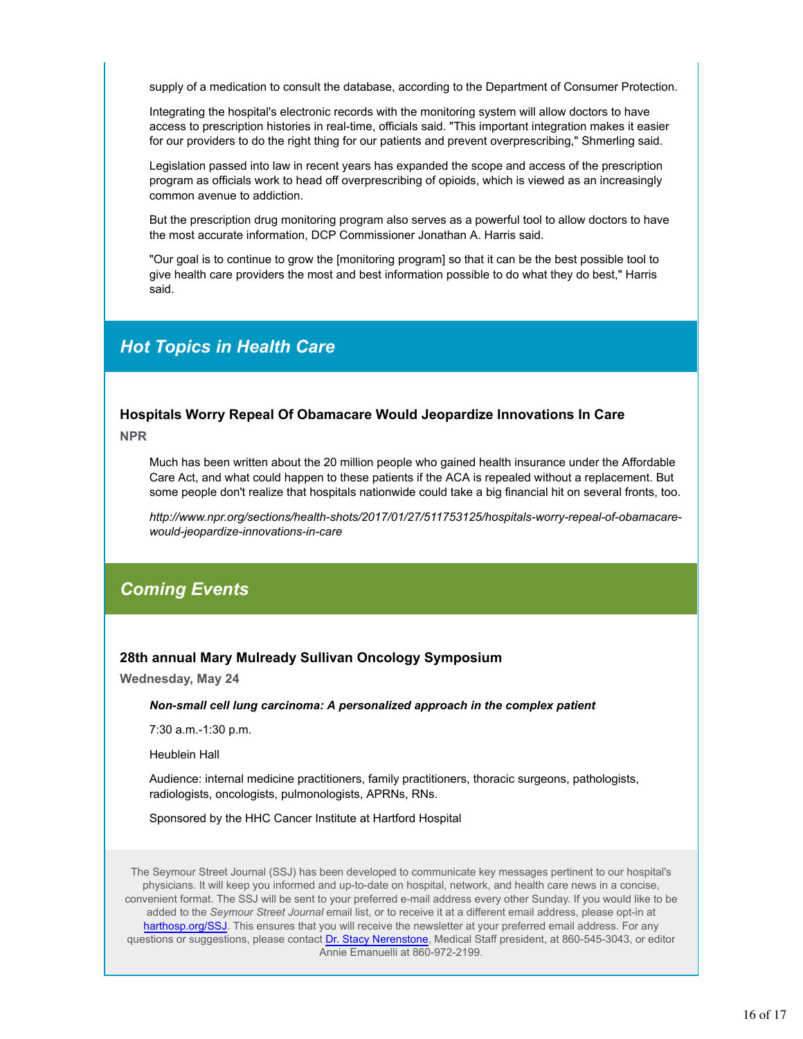supply of a medication to consult the database, according to the Department of Consumer Protection.

Integrating the hospital's electronic records with the monitoring system will allow doctors to have access to prescription histories in real-time, officials said. "This important integration makes it easier for our providers to do the right thing for our patients and prevent overprescribing," Shmerling said.

Legislation passed into law in recent years has expanded the scope and access of the prescription program as officials work to head off overprescribing of opioids, which is viewed as an increasingly common avenue to addiction.

But the prescription drug monitoring program also serves as a powerful tool to allow doctors to have the most accurate information, DCP Commissioner Jonathan A. Harris said.

"Our goal is to continue to grow the [monitoring program] so that it can be the best possible tool to give health care providers the most and best information possible to do what they do best," Harris said.

## *Hot Topics in Health Care*

### Hospitals Worry Repeal Of Obamacare Would Jeopardize Innovations In Care

**NPR**

Much has been written about the 20 million people who gained health insurance under the Affordable Care Act, and what could happen to these patients if the ACA is repealed without a replacement. But some people don't realize that hospitals nationwide could take a big financial hit on several fronts, too.

*http://www.npr.org/sections/health-shots/2017/01/27/511753125/hospitals-worry-repeal-of-obamacare-would-jeopardize-innovations-in-care*

## *Coming Events*

### 28th annual Mary Mulready Sullivan Oncology Symposium

**Wednesday, May 24**

***Non-small cell lung carcinoma: A personalized approach in the complex patient***

7:30 a.m.-1:30 p.m.

Heublein Hall

Audience: internal medicine practitioners, family practitioners, thoracic surgeons, pathologists, radiologists, oncologists, pulmonologists, APRNs, RNs.

Sponsored by the HHC Cancer Institute at Hartford Hospital

The Seymour Street Journal (SSJ) has been developed to communicate key messages pertinent to our hospital's physicians. It will keep you informed and up-to-date on hospital, network, and health care news in a concise, convenient format. The SSJ will be sent to your preferred e-mail address every other Sunday. If you would like to be added to the *Seymour Street Journal* email list, or to receive it at a different email address, please opt-in at harthosp.org/SSJ. This ensures that you will receive the newsletter at your preferred email address. For any questions or suggestions, please contact Dr. Stacy Nerenstone, Medical Staff president, at 860-545-3043, or editor Annie Emanuelli at 860-972-2199.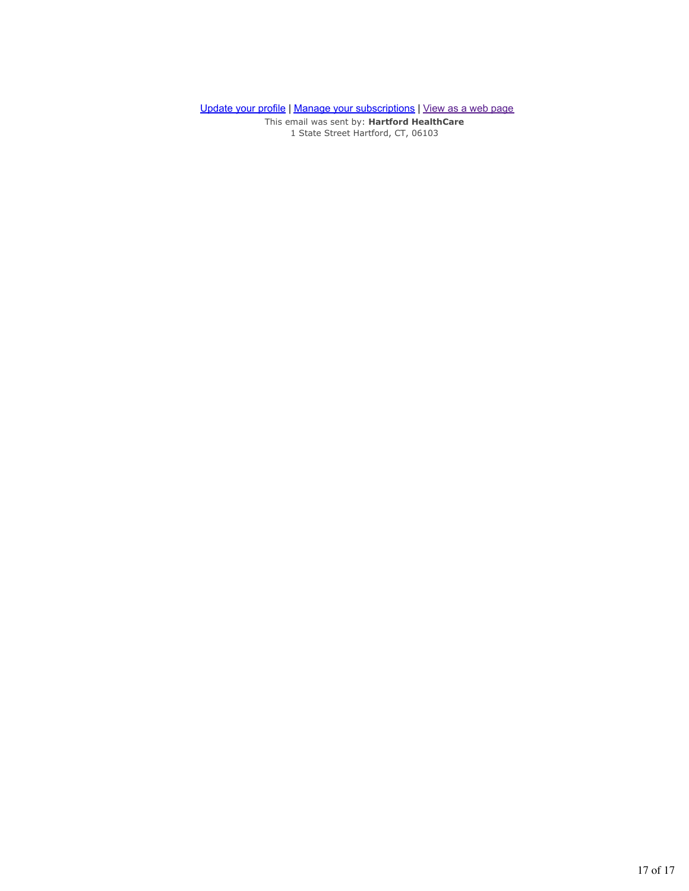Update your profile | Manage your subscriptions | View as a web page

This email was sent by: **Hartford HealthCare**
1 State Street Hartford, CT, 06103